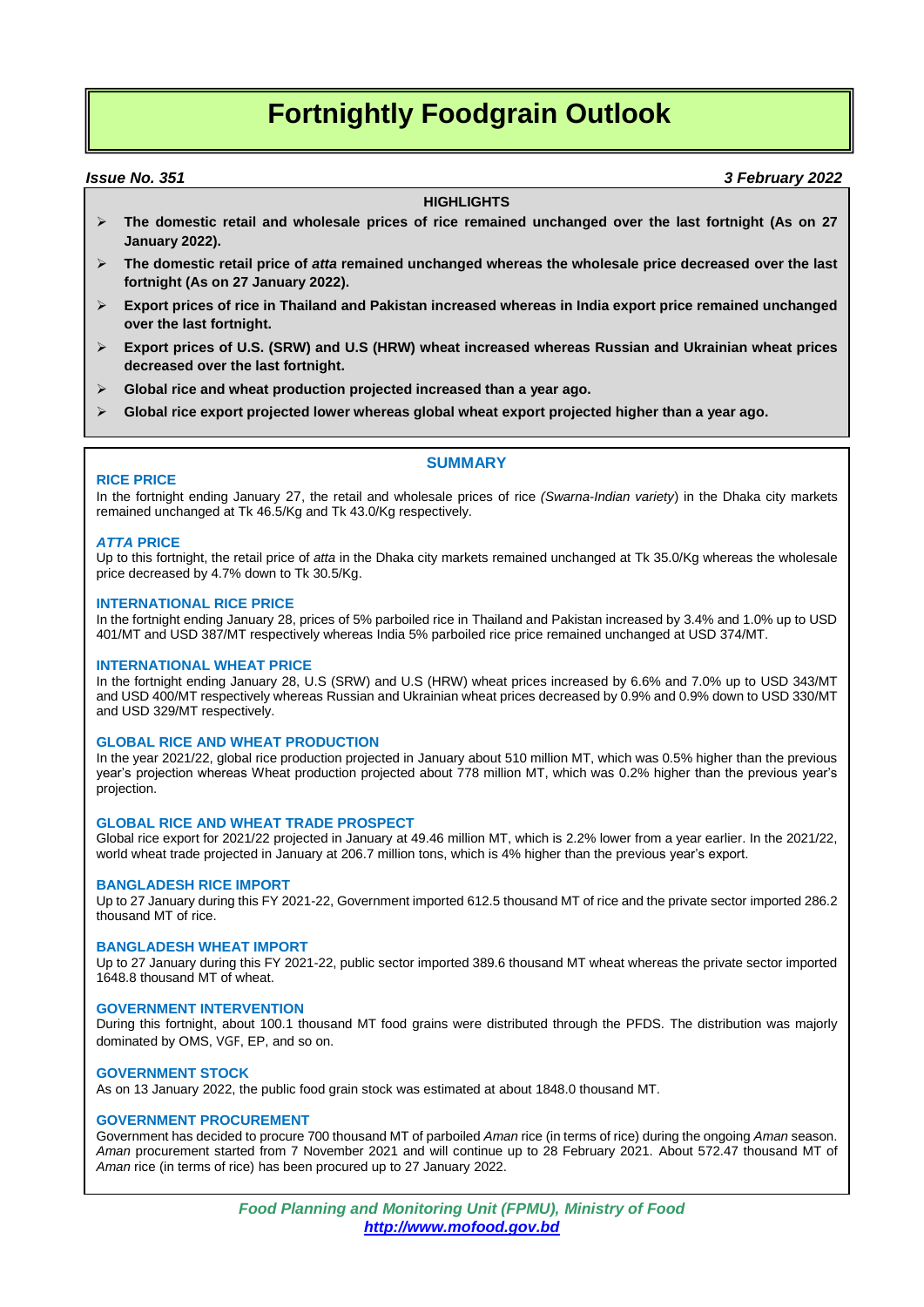# Fortnightly Foodgrain Outlook

***Issue No. 351*** ***3 February 2022***

**HIGHLIGHTS**

- **The domestic retail and wholesale prices of rice remained unchanged over the last fortnight (As on 27 January 2022).**
- **The domestic retail price of *atta* remained unchanged whereas the wholesale price decreased over the last fortnight (As on 27 January 2022).**
- **Export prices of rice in Thailand and Pakistan increased whereas in India export price remained unchanged over the last fortnight.**
- **Export prices of U.S. (SRW) and U.S (HRW) wheat increased whereas Russian and Ukrainian wheat prices decreased over the last fortnight.**
- **Global rice and wheat production projected increased than a year ago.**
- **Global rice export projected lower whereas global wheat export projected higher than a year ago.**

## SUMMARY

### RICE PRICE

In the fortnight ending January 27, the retail and wholesale prices of rice *(Swarna-Indian variety*) in the Dhaka city markets remained unchanged at Tk 46.5/Kg and Tk 43.0/Kg respectively.

### *ATTA* PRICE

Up to this fortnight, the retail price of *atta* in the Dhaka city markets remained unchanged at Tk 35.0/Kg whereas the wholesale price decreased by 4.7% down to Tk 30.5/Kg.

### INTERNATIONAL RICE PRICE

In the fortnight ending January 28, prices of 5% parboiled rice in Thailand and Pakistan increased by 3.4% and 1.0% up to USD 401/MT and USD 387/MT respectively whereas India 5% parboiled rice price remained unchanged at USD 374/MT.

### INTERNATIONAL WHEAT PRICE

In the fortnight ending January 28, U.S (SRW) and U.S (HRW) wheat prices increased by 6.6% and 7.0% up to USD 343/MT and USD 400/MT respectively whereas Russian and Ukrainian wheat prices decreased by 0.9% and 0.9% down to USD 330/MT and USD 329/MT respectively.

### GLOBAL RICE AND WHEAT PRODUCTION

In the year 2021/22, global rice production projected in January about 510 million MT, which was 0.5% higher than the previous year's projection whereas Wheat production projected about 778 million MT, which was 0.2% higher than the previous year's projection.

### GLOBAL RICE AND WHEAT TRADE PROSPECT

Global rice export for 2021/22 projected in January at 49.46 million MT, which is 2.2% lower from a year earlier. In the 2021/22, world wheat trade projected in January at 206.7 million tons, which is 4% higher than the previous year's export.

### BANGLADESH RICE IMPORT

Up to 27 January during this FY 2021-22, Government imported 612.5 thousand MT of rice and the private sector imported 286.2 thousand MT of rice.

### BANGLADESH WHEAT IMPORT

Up to 27 January during this FY 2021-22, public sector imported 389.6 thousand MT wheat whereas the private sector imported 1648.8 thousand MT of wheat.

### GOVERNMENT INTERVENTION

During this fortnight, about 100.1 thousand MT food grains were distributed through the PFDS. The distribution was majorly dominated by OMS, VGF, EP, and so on.

### GOVERNMENT STOCK

As on 13 January 2022, the public food grain stock was estimated at about 1848.0 thousand MT.

### GOVERNMENT PROCUREMENT

Government has decided to procure 700 thousand MT of parboiled *Aman* rice (in terms of rice) during the ongoing *Aman* season. *Aman* procurement started from 7 November 2021 and will continue up to 28 February 2021. About 572.47 thousand MT of *Aman* rice (in terms of rice) has been procured up to 27 January 2022.

***Food Planning and Monitoring Unit (FPMU), Ministry of Food***
***http://www.mofood.gov.bd***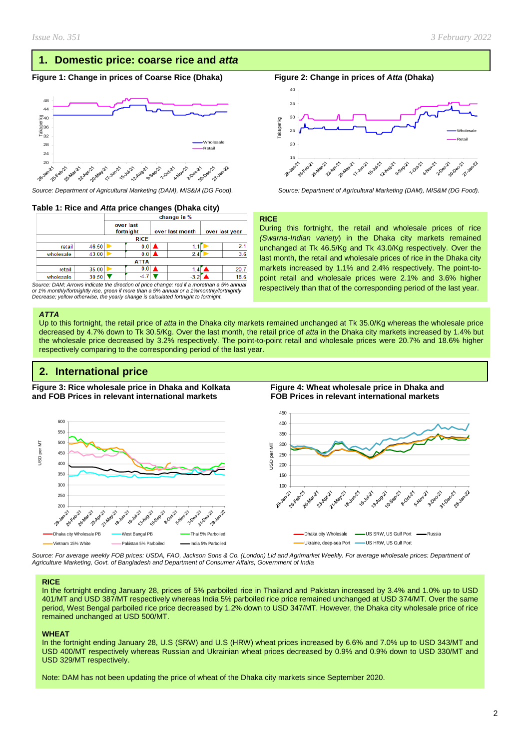## 1. Domestic price: coarse rice and *atta*

**Figure 1: Change in prices of Coarse Rice (Dhaka)**

*Source: Department of Agricultural Marketing (DAM), MIS&M (DG Food).*

**Figure 2: Change in prices of *Atta* (Dhaka)**

*Source: Department of Agricultural Marketing (DAM), MIS&M (DG Food).*

**Table 1: Rice and *Atta* price changes (Dhaka city)**

| | | change in % | | |
|---|---|---|---|---|
| | | over last fortnight | over last month | over last year |
| **RICE** | | | | |
| retail | 46.50 | 0.0 | 1.1 | 2.1 |
| wholesale | 43.00 | 0.0 | 2.4 | 3.6 |
| **ATTA** | | | | |
| retail | 35.00 | 0.0 | 1.4 | 20.7 |
| wholesale | 30.50 | -4.7 | -3.2 | 18.6 |

*Source: DAM; Arrows indicate the direction of price change: red if a morethan a 5% annual or 1% monthly/fortnightly rise, green if more than a 5% annual or a 1%monthly/fortnightly Decrease; yellow otherwise, the yearly change is calculated fortnight to fortnight.*

**RICE**

During this fortnight, the retail and wholesale prices of rice *(Swarna-Indian variety*) in the Dhaka city markets remained unchanged at Tk 46.5/Kg and Tk 43.0/Kg respectively. Over the last month, the retail and wholesale prices of rice in the Dhaka city markets increased by 1.1% and 2.4% respectively. The point-to-point retail and wholesale prices were 2.1% and 3.6% higher respectively than that of the corresponding period of the last year.

***ATTA***

Up to this fortnight, the retail price of *atta* in the Dhaka city markets remained unchanged at Tk 35.0/Kg whereas the wholesale price decreased by 4.7% down to Tk 30.5/Kg. Over the last month, the retail price of *atta* in the Dhaka city markets increased by 1.4% but the wholesale price decreased by 3.2% respectively. The point-to-point retail and wholesale prices were 20.7% and 18.6% higher respectively comparing to the corresponding period of the last year.

## 2. International price

**Figure 3: Rice wholesale price in Dhaka and Kolkata and FOB Prices in relevant international markets**

**Figure 4: Wheat wholesale price in Dhaka and FOB Prices in relevant international markets**

*Source: For average weekly FOB prices: USDA, FAO, Jackson Sons & Co. (London) Lid and Agrimarket Weekly. For average wholesale prices: Department of Agriculture Marketing, Govt. of Bangladesh and Department of Consumer Affairs, Government of India*

**RICE**

In the fortnight ending January 28, prices of 5% parboiled rice in Thailand and Pakistan increased by 3.4% and 1.0% up to USD 401/MT and USD 387/MT respectively whereas India 5% parboiled rice price remained unchanged at USD 374/MT. Over the same period, West Bengal parboiled rice price decreased by 1.2% down to USD 347/MT. However, the Dhaka city wholesale price of rice remained unchanged at USD 500/MT.

**WHEAT**

In the fortnight ending January 28, U.S (SRW) and U.S (HRW) wheat prices increased by 6.6% and 7.0% up to USD 343/MT and USD 400/MT respectively whereas Russian and Ukrainian wheat prices decreased by 0.9% and 0.9% down to USD 330/MT and USD 329/MT respectively.

Note: DAM has not been updating the price of wheat of the Dhaka city markets since September 2020.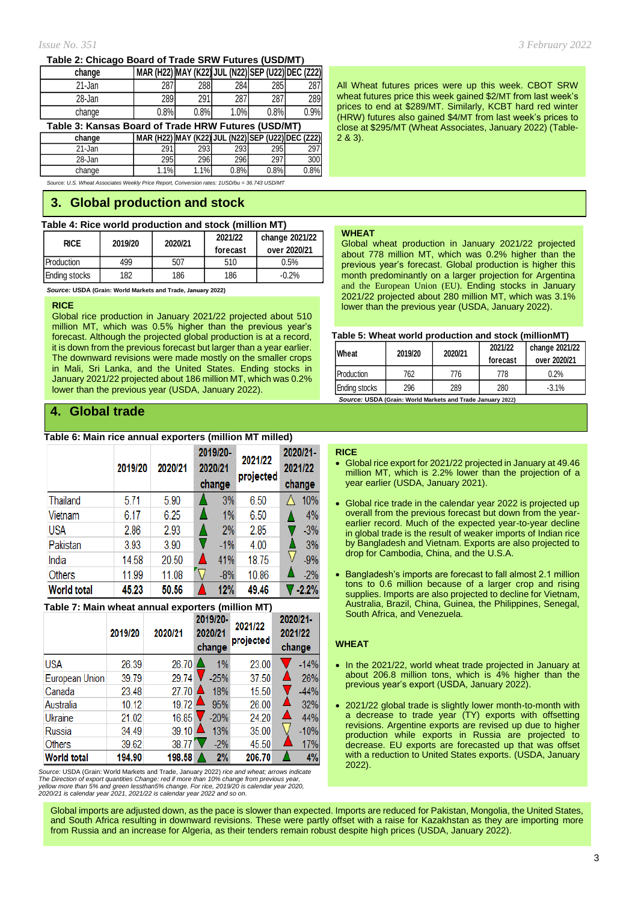**Table 2: Chicago Board of Trade SRW Futures (USD/MT)**

| change | MAR (H22) | MAY (K22) | JUL (N22) | SEP (U22) | DEC (Z22) |
|---|---|---|---|---|---|
| 21-Jan | 287 | 288 | 284 | 285 | 287 |
| 28-Jan | 289 | 291 | 287 | 287 | 289 |
| change | 0.8% | 0.8% | 1.0% | 0.8% | 0.9% |

**Table 3: Kansas Board of Trade HRW Futures (USD/MT)**

| change | MAR (H22) | MAY (K22) | JUL (N22) | SEP (U22) | DEC (Z22) |
|---|---|---|---|---|---|
| 21-Jan | 291 | 293 | 293 | 295 | 297 |
| 28-Jan | 295 | 296 | 296 | 297 | 300 |
| change | 1.1% | 1.1% | 0.8% | 0.8% | 0.8% |

*Source: U.S. Wheat Associates Weekly Price Report, Conversion rates: 1USD/bu = 36.743 USD/MT*

All Wheat futures prices were up this week. CBOT SRW wheat futures price this week gained $2/MT from last week's prices to end at $289/MT. Similarly, KCBT hard red winter (HRW) futures also gained $4/MT from last week's prices to close at $295/MT (Wheat Associates, January 2022) (Table-2 & 3).

## 3. Global production and stock

**Table 4: Rice world production and stock (million MT)**

| RICE | 2019/20 | 2020/21 | 2021/22 forecast | change 2021/22 over 2020/21 |
|---|---|---|---|---|
| Production | 499 | 507 | 510 | 0.5% |
| Ending stocks | 182 | 186 | 186 | -0.2% |

***Source:*** **USDA (Grain: World Markets and Trade, January 2022)**

**RICE**

Global rice production in January 2021/22 projected about 510 million MT, which was 0.5% higher than the previous year's forecast. Although the projected global production is at a record, it is down from the previous forecast but larger than a year earlier. The downward revisions were made mostly on the smaller crops in Mali, Sri Lanka, and the United States. Ending stocks in January 2021/22 projected about 186 million MT, which was 0.2% lower than the previous year (USDA, January 2022).

**WHEAT**

Global wheat production in January 2021/22 projected about 778 million MT, which was 0.2% higher than the previous year's forecast. Global production is higher this month predominantly on a larger projection for Argentina and the European Union (EU). Ending stocks in January 2021/22 projected about 280 million MT, which was 3.1% lower than the previous year (USDA, January 2022).

**Table 5: Wheat world production and stock (millionMT)**

| Wheat | 2019/20 | 2020/21 | 2021/22 forecast | change 2021/22 over 2020/21 |
|---|---|---|---|---|
| Production | 762 | 776 | 778 | 0.2% |
| Ending stocks | 296 | 289 | 280 | -3.1% |

***Source:*** **USDA (Grain: World Markets and Trade January 2022)**

## 4. Global trade

**Table 6: Main rice annual exporters (million MT milled)**

| | 2019/20 | 2020/21 | 2019/20-2020/21 change | 2021/22 projected | 2020/21-2021/22 change |
|---|---|---|---|---|---|
| Thailand | 5.71 | 5.90 | 3% | 6.50 | 10% |
| Vietnam | 6.17 | 6.25 | 1% | 6.50 | 4% |
| USA | 2.86 | 2.93 | 2% | 2.85 | -3% |
| Pakistan | 3.93 | 3.90 | -1% | 4.00 | 3% |
| India | 14.58 | 20.50 | 41% | 18.75 | -9% |
| Others | 11.99 | 11.08 | -8% | 10.86 | -2% |
| **World total** | **45.23** | **50.56** | **12%** | **49.46** | **-2.2%** |

**Table 7: Main wheat annual exporters (million MT)**

| | 2019/20 | 2020/21 | 2019/20-2020/21 change | 2021/22 projected | 2020/21-2021/22 change |
|---|---|---|---|---|---|
| USA | 26.39 | 26.70 | 1% | 23.00 | -14% |
| European Union | 39.79 | 29.74 | -25% | 37.50 | 26% |
| Canada | 23.48 | 27.70 | 18% | 15.50 | -44% |
| Australia | 10.12 | 19.72 | 95% | 26.00 | 32% |
| Ukraine | 21.02 | 16.85 | -20% | 24.20 | 44% |
| Russia | 34.49 | 39.10 | 13% | 35.00 | -10% |
| Others | 39.62 | 38.77 | -2% | 45.50 | 17% |
| **World total** | **194.90** | **198.58** | **2%** | **206.70** | **4%** |

*Source:* USDA (Grain: World Markets and Trade, January 2022) *rice and wheat; arrows indicate The Direction of export quantities Change: red if more than 10% change from previous year, yellow more than 5% and green lessthan5% change. For rice, 2019/20 is calendar year 2020, 2020/21 is calendar year 2021, 2021/22 is calendar year 2022 and so on.*

**RICE**

- Global rice export for 2021/22 projected in January at 49.46 million MT, which is 2.2% lower than the projection of a year earlier (USDA, January 2021).
- Global rice trade in the calendar year 2022 is projected up overall from the previous forecast but down from the year-earlier record. Much of the expected year-to-year decline in global trade is the result of weaker imports of Indian rice by Bangladesh and Vietnam. Exports are also projected to drop for Cambodia, China, and the U.S.A.
- Bangladesh's imports are forecast to fall almost 2.1 million tons to 0.6 million because of a larger crop and rising supplies. Imports are also projected to decline for Vietnam, Australia, Brazil, China, Guinea, the Philippines, Senegal, South Africa, and Venezuela.

**WHEAT**

- In the 2021/22, world wheat trade projected in January at about 206.8 million tons, which is 4% higher than the previous year's export (USDA, January 2022).
- 2021/22 global trade is slightly lower month-to-month with a decrease to trade year (TY) exports with offsetting revisions. Argentine exports are revised up due to higher production while exports in Russia are projected to decrease. EU exports are forecasted up that was offset with a reduction to United States exports. (USDA, January 2022).

Global imports are adjusted down, as the pace is slower than expected. Imports are reduced for Pakistan, Mongolia, the United States, and South Africa resulting in downward revisions. These were partly offset with a raise for Kazakhstan as they are importing more from Russia and an increase for Algeria, as their tenders remain robust despite high prices (USDA, January 2022).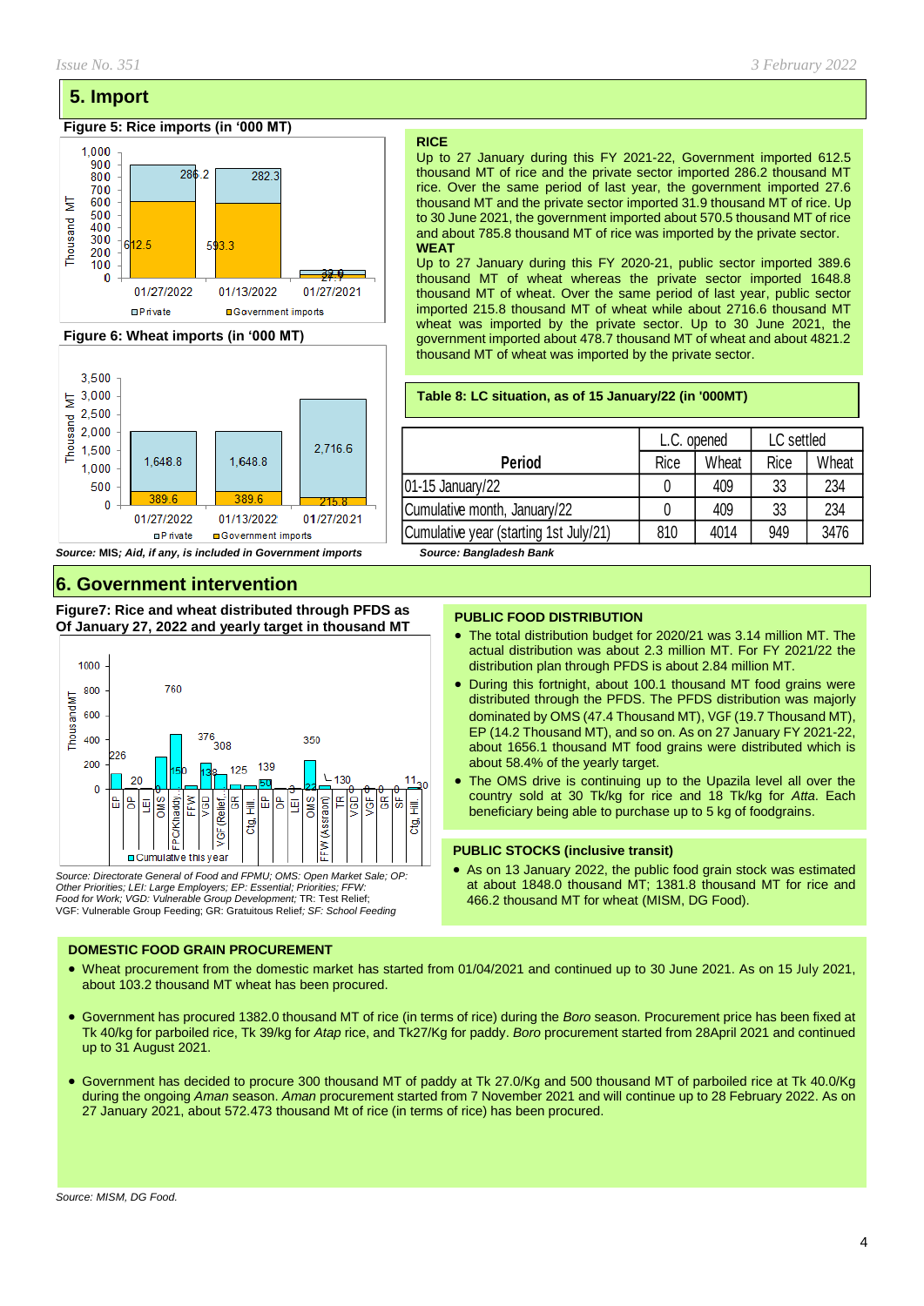## 5. Import

**Figure 5: Rice imports (in '000 MT)**

Thousand MT
1,000
900
800
700
600
500
400
300
200
100
0
286.2
282.3
612.5
593.3
31.9
27.6
01/27/2022
01/13/2022
01/27/2021
Private
Government imports

**Figure 6: Wheat imports (in '000 MT)**

Thousand MT
3,500
3,000
2,500
2,000
1,500
1,000
500
0
1,648.8
1,648.8
2,716.6
389.6
389.6
215.8
01/27/2022
01/13/2022
01/27/2021
Private
Government imports

*Source: MIS; Aid, if any, is included in Government imports*

**RICE**

Up to 27 January during this FY 2021-22, Government imported 612.5 thousand MT of rice and the private sector imported 286.2 thousand MT rice. Over the same period of last year, the government imported 27.6 thousand MT and the private sector imported 31.9 thousand MT of rice. Up to 30 June 2021, the government imported about 570.5 thousand MT of rice and about 785.8 thousand MT of rice was imported by the private sector.

**WEAT**

Up to 27 January during this FY 2020-21, public sector imported 389.6 thousand MT of wheat whereas the private sector imported 1648.8 thousand MT of wheat. Over the same period of last year, public sector imported 215.8 thousand MT of wheat while about 2716.6 thousand MT wheat was imported by the private sector. Up to 30 June 2021, the government imported about 478.7 thousand MT of wheat and about 4821.2 thousand MT of wheat was imported by the private sector.

**Table 8: LC situation, as of 15 January/22 (in '000MT)**

| Period | L.C. opened | | LC settled | |
|---|---|---|---|---|
| | Rice | Wheat | Rice | Wheat |
| 01-15 January/22 | 0 | 409 | 33 | 234 |
| Cumulative month, January/22 | 0 | 409 | 33 | 234 |
| Cumulative year (starting 1st July/21) | 810 | 4014 | 949 | 3476 |

***Source: Bangladesh Bank***

## 6. Government intervention

**Figure7: Rice and wheat distributed through PFDS as Of January 27, 2022 and yearly target in thousand MT**

Thousand MT
1000
800
600
400
200
0
760
376
308
350
226
20
0
150
139
125
139
50
130
22
0
0
0
0
11
30
EP
OP
LEI
OMS
FPC/Khaddy..
FFW
VGD
VGF (Relief..
GR
Ctg. Hill..
EP
OP
LEI
OMS
FFW (Asrayon)
TR
VGD
VGF
GR
SF
Ctg. Hill.
Cumulative this year

*Source: Directorate General of Food and FPMU; OMS: Open Market Sale; OP: Other Priorities; LEI: Large Employers; EP: Essential; Priorities; FFW: Food for Work; VGD: Vulnerable Group Development;* TR: Test Relief; VGF: Vulnerable Group Feeding; GR: Gratuitous Relief; *SF: School Feeding*

**PUBLIC FOOD DISTRIBUTION**

- The total distribution budget for 2020/21 was 3.14 million MT. The actual distribution was about 2.3 million MT. For FY 2021/22 the distribution plan through PFDS is about 2.84 million MT.
- During this fortnight, about 100.1 thousand MT food grains were distributed through the PFDS. The PFDS distribution was majorly dominated by OMS (47.4 Thousand MT), VGF (19.7 Thousand MT), EP (14.2 Thousand MT), and so on. As on 27 January FY 2021-22, about 1656.1 thousand MT food grains were distributed which is about 58.4% of the yearly target.
- The OMS drive is continuing up to the Upazila level all over the country sold at 30 Tk/kg for rice and 18 Tk/kg for *Atta*. Each beneficiary being able to purchase up to 5 kg of foodgrains.

**PUBLIC STOCKS (inclusive transit)**

- As on 13 January 2022, the public food grain stock was estimated at about 1848.0 thousand MT; 1381.8 thousand MT for rice and 466.2 thousand MT for wheat (MISM, DG Food).

**DOMESTIC FOOD GRAIN PROCUREMENT**

- Wheat procurement from the domestic market has started from 01/04/2021 and continued up to 30 June 2021. As on 15 July 2021, about 103.2 thousand MT wheat has been procured.
- Government has procured 1382.0 thousand MT of rice (in terms of rice) during the *Boro* season. Procurement price has been fixed at Tk 40/kg for parboiled rice, Tk 39/kg for *Atap* rice, and Tk27/Kg for paddy. *Boro* procurement started from 28April 2021 and continued up to 31 August 2021.
- Government has decided to procure 300 thousand MT of paddy at Tk 27.0/Kg and 500 thousand MT of parboiled rice at Tk 40.0/Kg during the ongoing *Aman* season. *Aman* procurement started from 7 November 2021 and will continue up to 28 February 2022. As on 27 January 2021, about 572.473 thousand Mt of rice (in terms of rice) has been procured.

*Source: MISM, DG Food.*